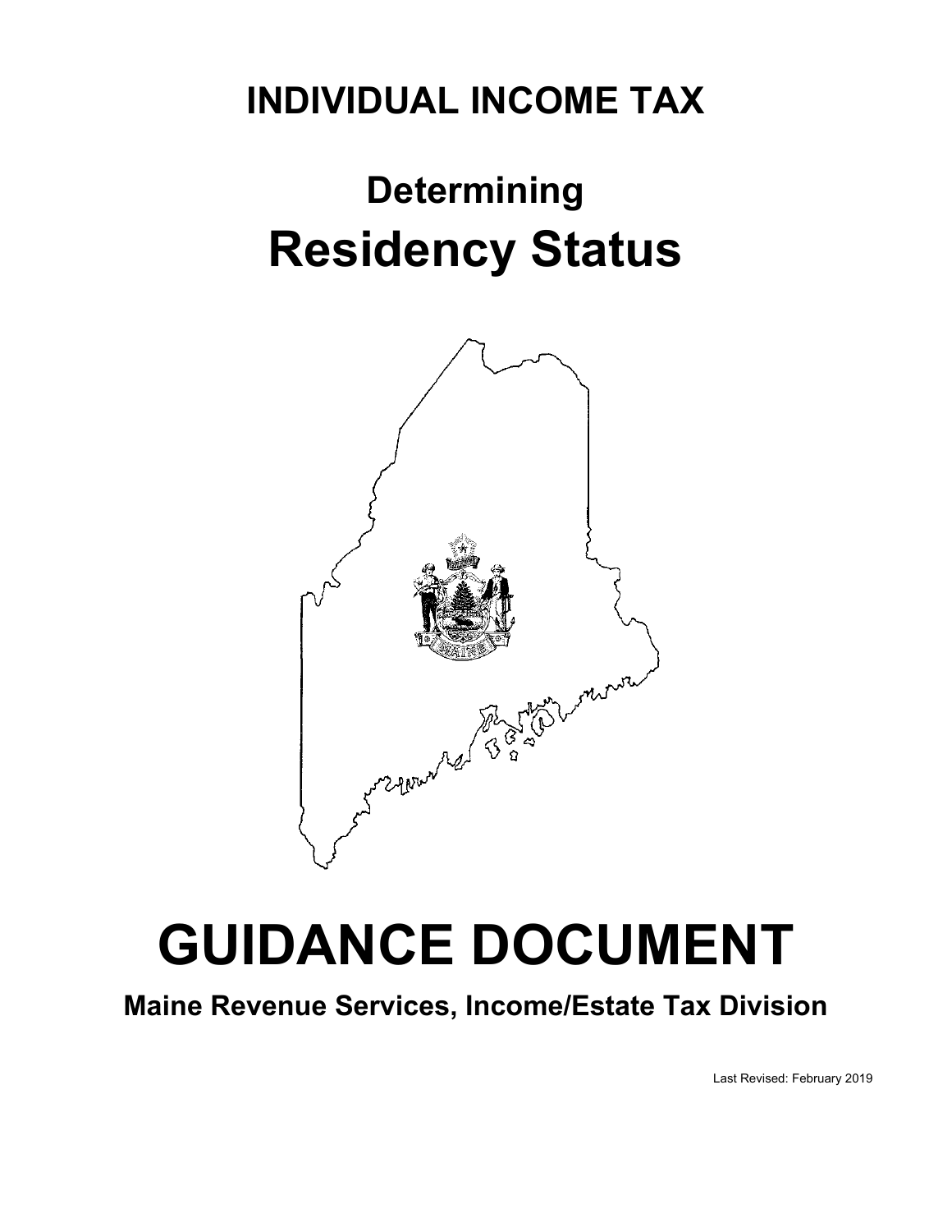# INDIVIDUAL INCOME TAX

# Determining
# Residency Status

# GUIDANCE DOCUMENT

**Maine Revenue Services, Income/Estate Tax Division**

Last Revised: February 2019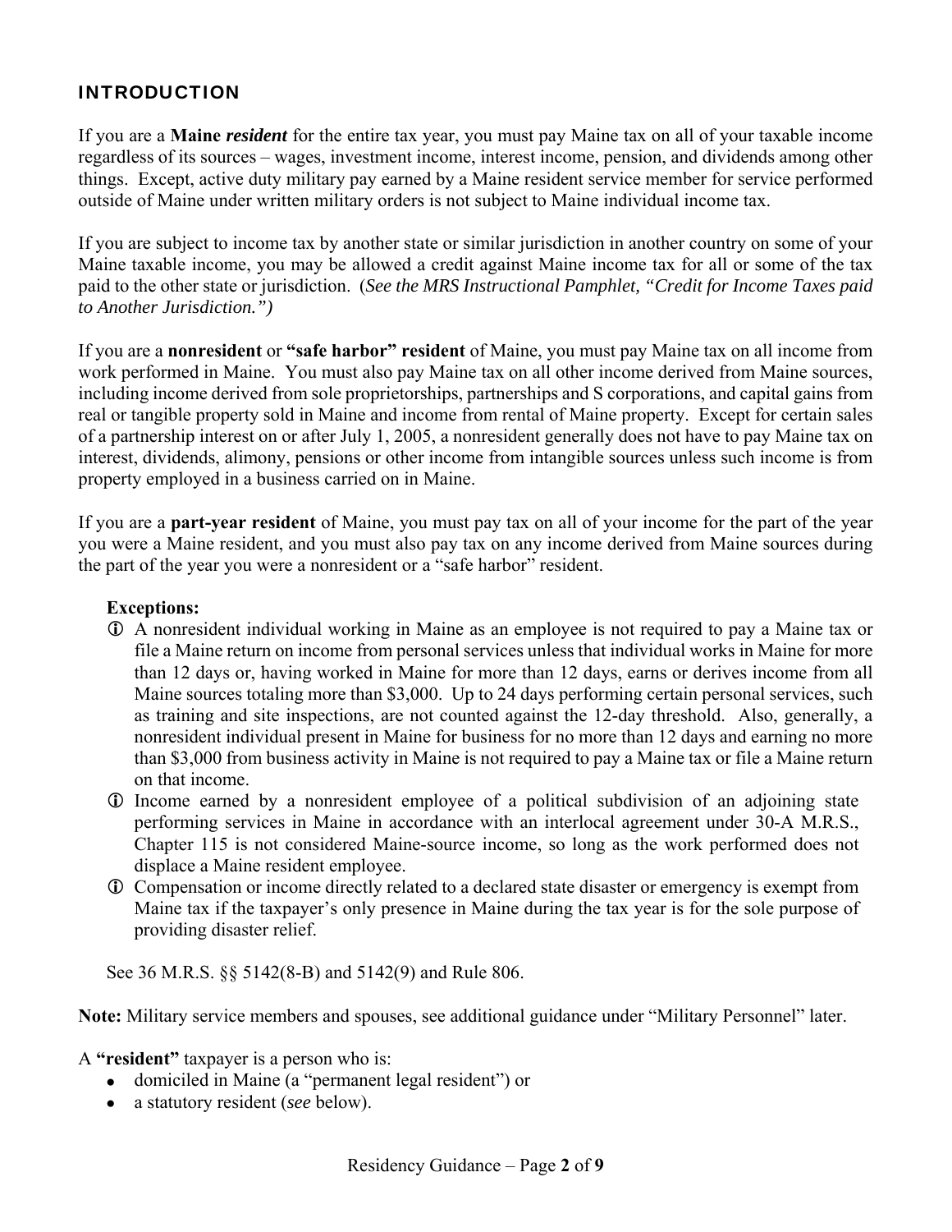## INTRODUCTION

If you are a **Maine *resident*** for the entire tax year, you must pay Maine tax on all of your taxable income regardless of its sources – wages, investment income, interest income, pension, and dividends among other things. Except, active duty military pay earned by a Maine resident service member for service performed outside of Maine under written military orders is not subject to Maine individual income tax.

If you are subject to income tax by another state or similar jurisdiction in another country on some of your Maine taxable income, you may be allowed a credit against Maine income tax for all or some of the tax paid to the other state or jurisdiction. (*See the MRS Instructional Pamphlet, "Credit for Income Taxes paid to Another Jurisdiction."*)

If you are a **nonresident** or **"safe harbor" resident** of Maine, you must pay Maine tax on all income from work performed in Maine. You must also pay Maine tax on all other income derived from Maine sources, including income derived from sole proprietorships, partnerships and S corporations, and capital gains from real or tangible property sold in Maine and income from rental of Maine property. Except for certain sales of a partnership interest on or after July 1, 2005, a nonresident generally does not have to pay Maine tax on interest, dividends, alimony, pensions or other income from intangible sources unless such income is from property employed in a business carried on in Maine.

If you are a **part-year resident** of Maine, you must pay tax on all of your income for the part of the year you were a Maine resident, and you must also pay tax on any income derived from Maine sources during the part of the year you were a nonresident or a "safe harbor" resident.

**Exceptions:**

- ⓘ A nonresident individual working in Maine as an employee is not required to pay a Maine tax or file a Maine return on income from personal services unless that individual works in Maine for more than 12 days or, having worked in Maine for more than 12 days, earns or derives income from all Maine sources totaling more than $3,000. Up to 24 days performing certain personal services, such as training and site inspections, are not counted against the 12-day threshold. Also, generally, a nonresident individual present in Maine for business for no more than 12 days and earning no more than $3,000 from business activity in Maine is not required to pay a Maine tax or file a Maine return on that income.
- ⓘ Income earned by a nonresident employee of a political subdivision of an adjoining state performing services in Maine in accordance with an interlocal agreement under 30-A M.R.S., Chapter 115 is not considered Maine-source income, so long as the work performed does not displace a Maine resident employee.
- ⓘ Compensation or income directly related to a declared state disaster or emergency is exempt from Maine tax if the taxpayer's only presence in Maine during the tax year is for the sole purpose of providing disaster relief.

See 36 M.R.S. §§ 5142(8-B) and 5142(9) and Rule 806.

**Note:** Military service members and spouses, see additional guidance under "Military Personnel" later.

A **"resident"** taxpayer is a person who is:

- domiciled in Maine (a "permanent legal resident") or
- a statutory resident (*see* below).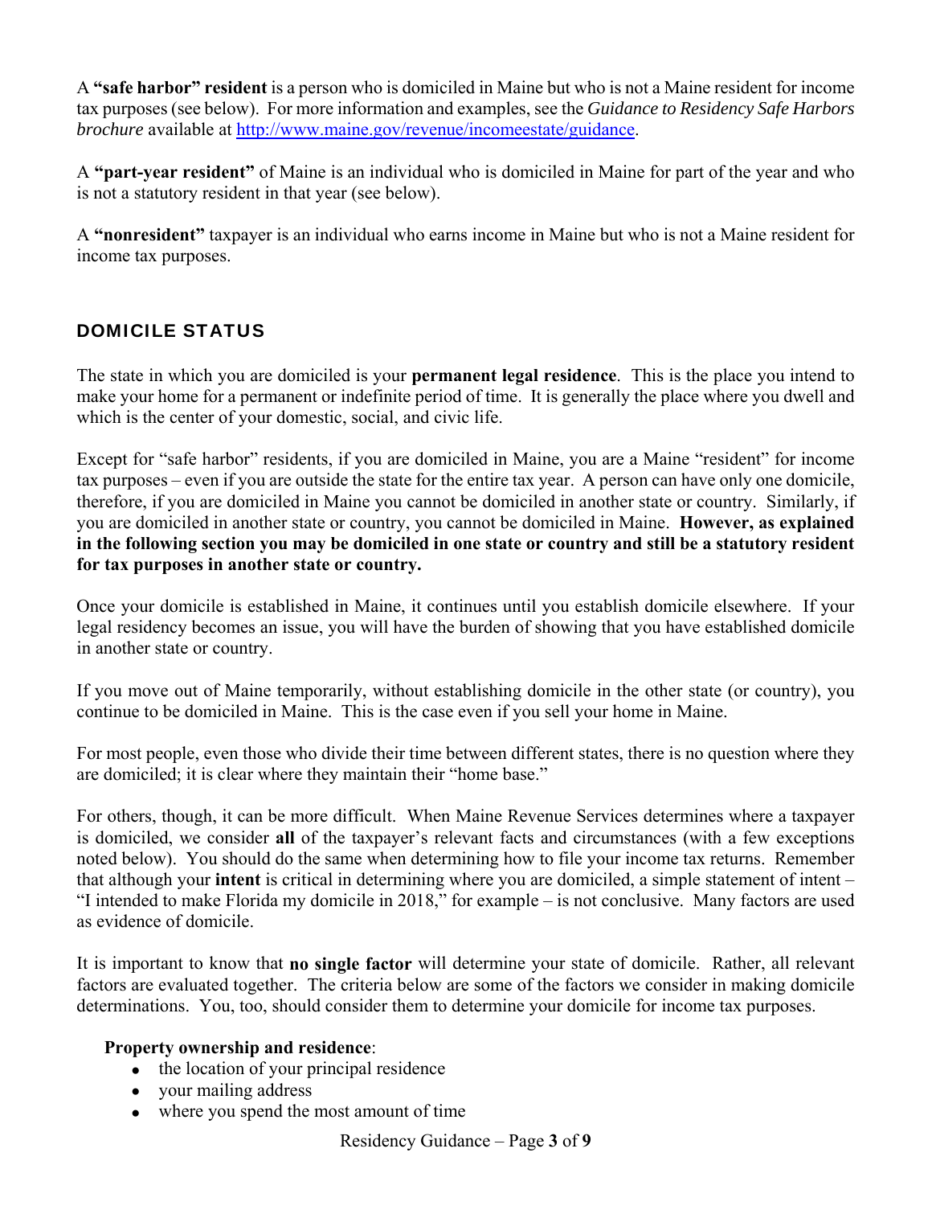A **"safe harbor" resident** is a person who is domiciled in Maine but who is not a Maine resident for income tax purposes (see below). For more information and examples, see the *Guidance to Residency Safe Harbors brochure* available at [http://www.maine.gov/revenue/incomeestate/guidance](http://www.maine.gov/revenue/incomeestate/guidance).

A **"part-year resident"** of Maine is an individual who is domiciled in Maine for part of the year and who is not a statutory resident in that year (see below).

A **"nonresident"** taxpayer is an individual who earns income in Maine but who is not a Maine resident for income tax purposes.

## DOMICILE STATUS

The state in which you are domiciled is your **permanent legal residence**. This is the place you intend to make your home for a permanent or indefinite period of time. It is generally the place where you dwell and which is the center of your domestic, social, and civic life.

Except for "safe harbor" residents, if you are domiciled in Maine, you are a Maine "resident" for income tax purposes – even if you are outside the state for the entire tax year. A person can have only one domicile, therefore, if you are domiciled in Maine you cannot be domiciled in another state or country. Similarly, if you are domiciled in another state or country, you cannot be domiciled in Maine. **However, as explained in the following section you may be domiciled in one state or country and still be a statutory resident for tax purposes in another state or country.**

Once your domicile is established in Maine, it continues until you establish domicile elsewhere. If your legal residency becomes an issue, you will have the burden of showing that you have established domicile in another state or country.

If you move out of Maine temporarily, without establishing domicile in the other state (or country), you continue to be domiciled in Maine. This is the case even if you sell your home in Maine.

For most people, even those who divide their time between different states, there is no question where they are domiciled; it is clear where they maintain their "home base."

For others, though, it can be more difficult. When Maine Revenue Services determines where a taxpayer is domiciled, we consider **all** of the taxpayer's relevant facts and circumstances (with a few exceptions noted below). You should do the same when determining how to file your income tax returns. Remember that although your **intent** is critical in determining where you are domiciled, a simple statement of intent – "I intended to make Florida my domicile in 2018," for example – is not conclusive. Many factors are used as evidence of domicile.

It is important to know that **no single factor** will determine your state of domicile. Rather, all relevant factors are evaluated together. The criteria below are some of the factors we consider in making domicile determinations. You, too, should consider them to determine your domicile for income tax purposes.

**Property ownership and residence**:

- the location of your principal residence
- your mailing address
- where you spend the most amount of time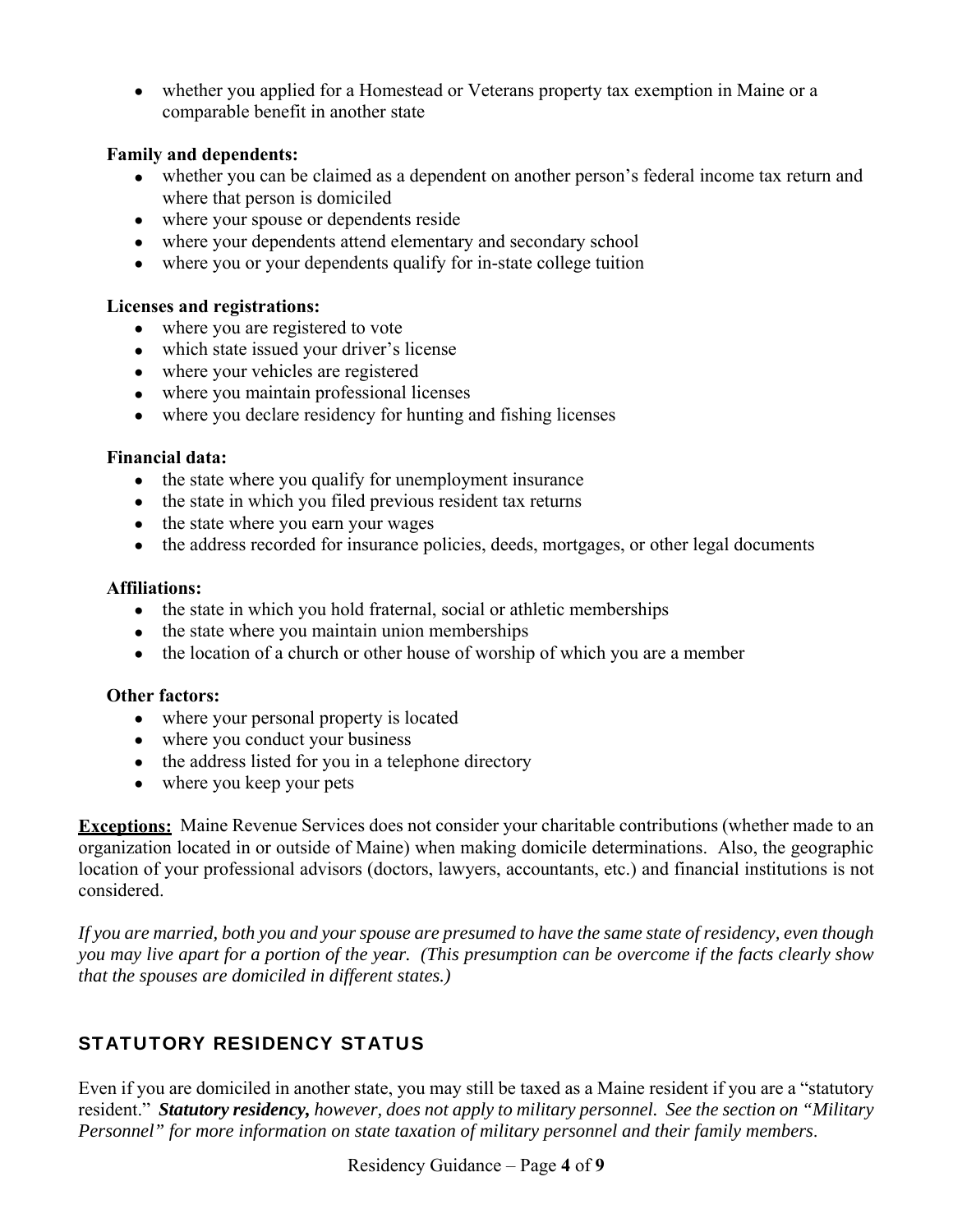- whether you applied for a Homestead or Veterans property tax exemption in Maine or a comparable benefit in another state

**Family and dependents:**

- whether you can be claimed as a dependent on another person's federal income tax return and where that person is domiciled
- where your spouse or dependents reside
- where your dependents attend elementary and secondary school
- where you or your dependents qualify for in-state college tuition

**Licenses and registrations:**

- where you are registered to vote
- which state issued your driver's license
- where your vehicles are registered
- where you maintain professional licenses
- where you declare residency for hunting and fishing licenses

**Financial data:**

- the state where you qualify for unemployment insurance
- the state in which you filed previous resident tax returns
- the state where you earn your wages
- the address recorded for insurance policies, deeds, mortgages, or other legal documents

**Affiliations:**

- the state in which you hold fraternal, social or athletic memberships
- the state where you maintain union memberships
- the location of a church or other house of worship of which you are a member

**Other factors:**

- where your personal property is located
- where you conduct your business
- the address listed for you in a telephone directory
- where you keep your pets

**<u>Exceptions:</u>** Maine Revenue Services does not consider your charitable contributions (whether made to an organization located in or outside of Maine) when making domicile determinations. Also, the geographic location of your professional advisors (doctors, lawyers, accountants, etc.) and financial institutions is not considered.

*If you are married, both you and your spouse are presumed to have the same state of residency, even though you may live apart for a portion of the year. (This presumption can be overcome if the facts clearly show that the spouses are domiciled in different states.)*

## STATUTORY RESIDENCY STATUS

Even if you are domiciled in another state, you may still be taxed as a Maine resident if you are a "statutory resident." ***Statutory residency,*** *however, does not apply to military personnel. See the section on "Military Personnel" for more information on state taxation of military personnel and their family members.*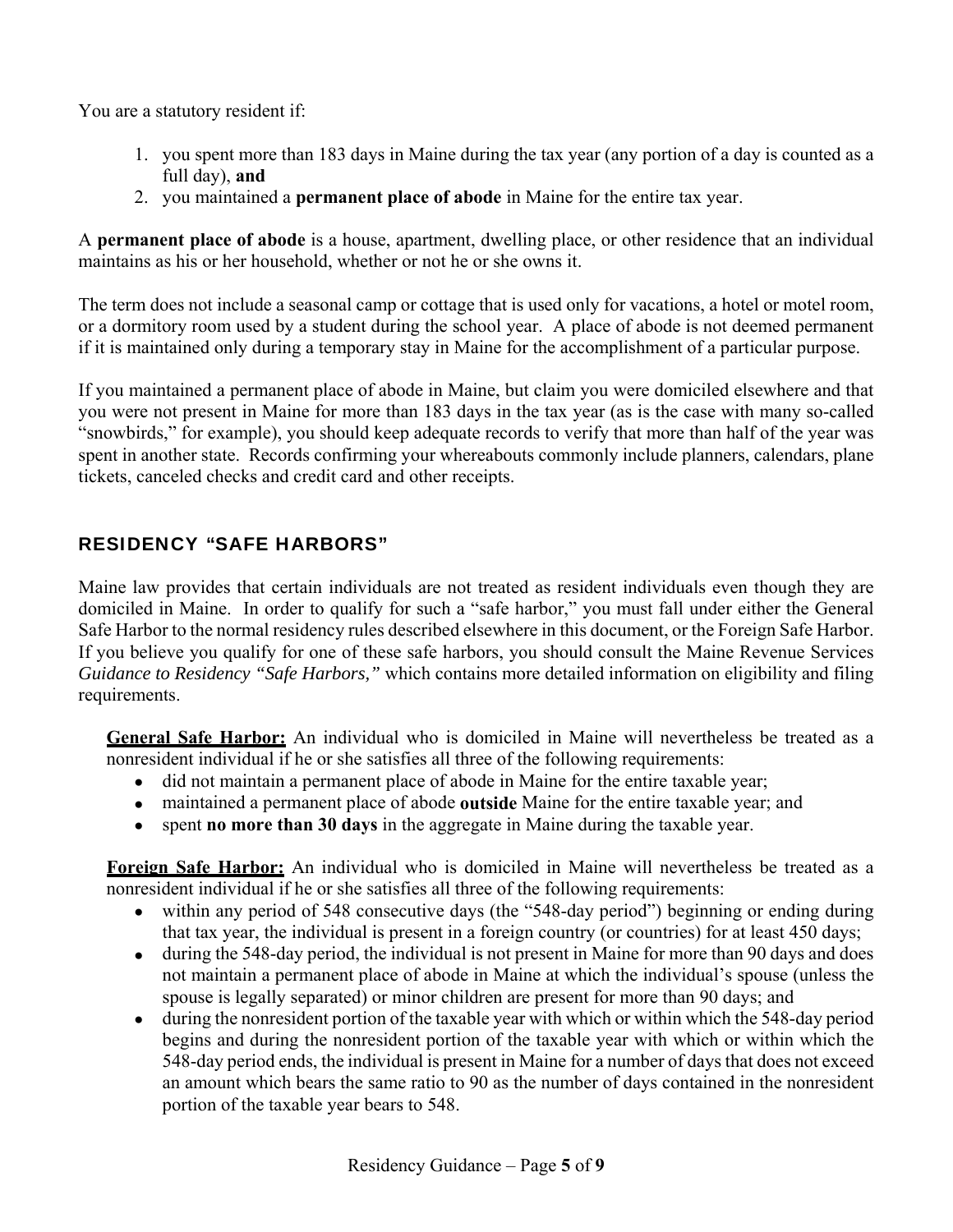You are a statutory resident if:

1. you spent more than 183 days in Maine during the tax year (any portion of a day is counted as a full day), **and**
2. you maintained a **permanent place of abode** in Maine for the entire tax year.

A **permanent place of abode** is a house, apartment, dwelling place, or other residence that an individual maintains as his or her household, whether or not he or she owns it.

The term does not include a seasonal camp or cottage that is used only for vacations, a hotel or motel room, or a dormitory room used by a student during the school year. A place of abode is not deemed permanent if it is maintained only during a temporary stay in Maine for the accomplishment of a particular purpose.

If you maintained a permanent place of abode in Maine, but claim you were domiciled elsewhere and that you were not present in Maine for more than 183 days in the tax year (as is the case with many so-called "snowbirds," for example), you should keep adequate records to verify that more than half of the year was spent in another state. Records confirming your whereabouts commonly include planners, calendars, plane tickets, canceled checks and credit card and other receipts.

## RESIDENCY "SAFE HARBORS"

Maine law provides that certain individuals are not treated as resident individuals even though they are domiciled in Maine. In order to qualify for such a "safe harbor," you must fall under either the General Safe Harbor to the normal residency rules described elsewhere in this document, or the Foreign Safe Harbor. If you believe you qualify for one of these safe harbors, you should consult the Maine Revenue Services *Guidance to Residency "Safe Harbors,"* which contains more detailed information on eligibility and filing requirements.

**General Safe Harbor:** An individual who is domiciled in Maine will nevertheless be treated as a nonresident individual if he or she satisfies all three of the following requirements:

- did not maintain a permanent place of abode in Maine for the entire taxable year;
- maintained a permanent place of abode **outside** Maine for the entire taxable year; and
- spent **no more than 30 days** in the aggregate in Maine during the taxable year.

**Foreign Safe Harbor:** An individual who is domiciled in Maine will nevertheless be treated as a nonresident individual if he or she satisfies all three of the following requirements:

- within any period of 548 consecutive days (the "548-day period") beginning or ending during that tax year, the individual is present in a foreign country (or countries) for at least 450 days;
- during the 548-day period, the individual is not present in Maine for more than 90 days and does not maintain a permanent place of abode in Maine at which the individual's spouse (unless the spouse is legally separated) or minor children are present for more than 90 days; and
- during the nonresident portion of the taxable year with which or within which the 548-day period begins and during the nonresident portion of the taxable year with which or within which the 548-day period ends, the individual is present in Maine for a number of days that does not exceed an amount which bears the same ratio to 90 as the number of days contained in the nonresident portion of the taxable year bears to 548.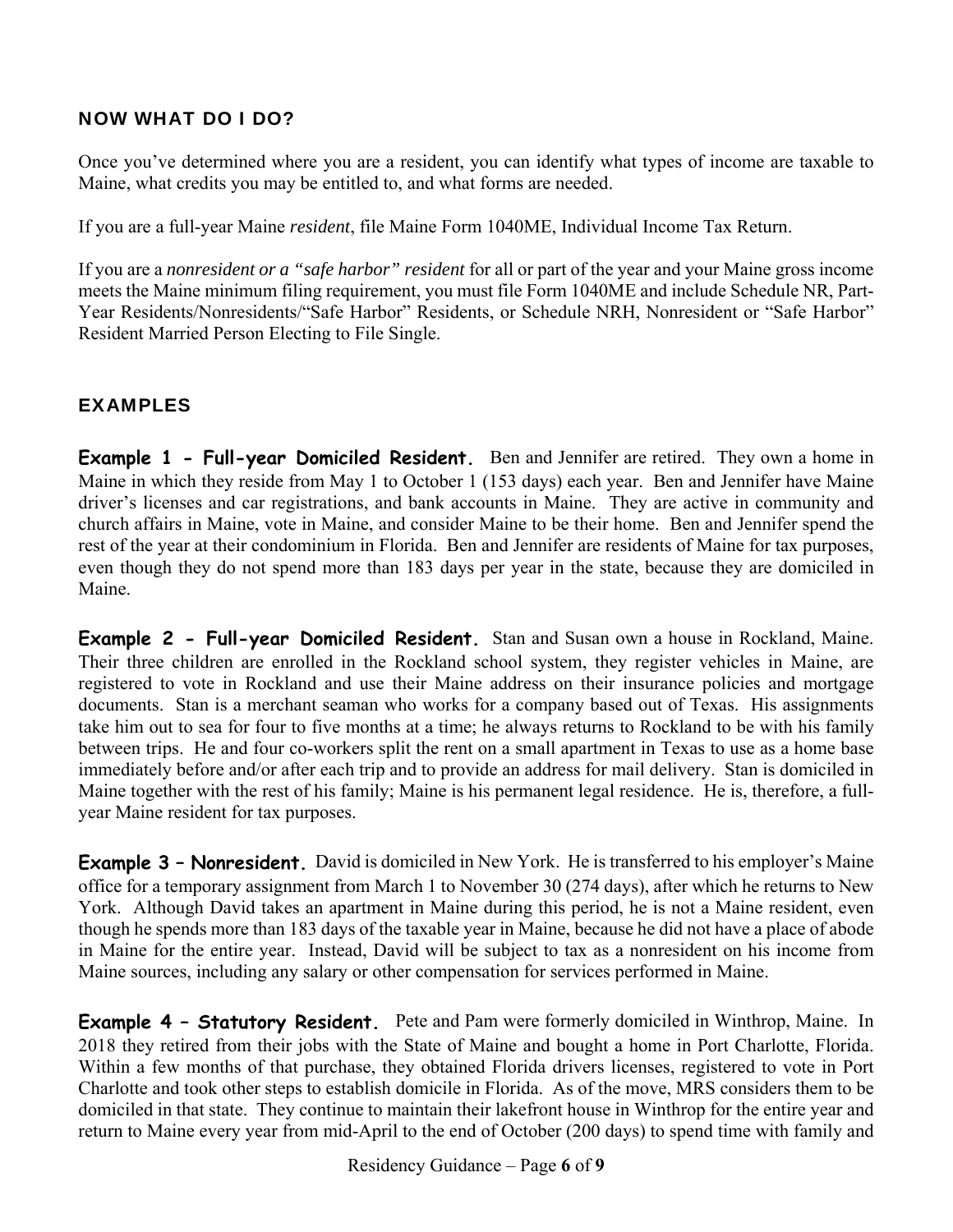## NOW WHAT DO I DO?

Once you've determined where you are a resident, you can identify what types of income are taxable to Maine, what credits you may be entitled to, and what forms are needed.

If you are a full-year Maine *resident*, file Maine Form 1040ME, Individual Income Tax Return.

If you are a *nonresident or a "safe harbor" resident* for all or part of the year and your Maine gross income meets the Maine minimum filing requirement, you must file Form 1040ME and include Schedule NR, Part-Year Residents/Nonresidents/"Safe Harbor" Residents, or Schedule NRH, Nonresident or "Safe Harbor" Resident Married Person Electing to File Single.

## EXAMPLES

**Example 1 - Full-year Domiciled Resident.** Ben and Jennifer are retired. They own a home in Maine in which they reside from May 1 to October 1 (153 days) each year. Ben and Jennifer have Maine driver's licenses and car registrations, and bank accounts in Maine. They are active in community and church affairs in Maine, vote in Maine, and consider Maine to be their home. Ben and Jennifer spend the rest of the year at their condominium in Florida. Ben and Jennifer are residents of Maine for tax purposes, even though they do not spend more than 183 days per year in the state, because they are domiciled in Maine.

**Example 2 - Full-year Domiciled Resident.** Stan and Susan own a house in Rockland, Maine. Their three children are enrolled in the Rockland school system, they register vehicles in Maine, are registered to vote in Rockland and use their Maine address on their insurance policies and mortgage documents. Stan is a merchant seaman who works for a company based out of Texas. His assignments take him out to sea for four to five months at a time; he always returns to Rockland to be with his family between trips. He and four co-workers split the rent on a small apartment in Texas to use as a home base immediately before and/or after each trip and to provide an address for mail delivery. Stan is domiciled in Maine together with the rest of his family; Maine is his permanent legal residence. He is, therefore, a full-year Maine resident for tax purposes.

**Example 3 – Nonresident.** David is domiciled in New York. He is transferred to his employer's Maine office for a temporary assignment from March 1 to November 30 (274 days), after which he returns to New York. Although David takes an apartment in Maine during this period, he is not a Maine resident, even though he spends more than 183 days of the taxable year in Maine, because he did not have a place of abode in Maine for the entire year. Instead, David will be subject to tax as a nonresident on his income from Maine sources, including any salary or other compensation for services performed in Maine.

**Example 4 – Statutory Resident.** Pete and Pam were formerly domiciled in Winthrop, Maine. In 2018 they retired from their jobs with the State of Maine and bought a home in Port Charlotte, Florida. Within a few months of that purchase, they obtained Florida drivers licenses, registered to vote in Port Charlotte and took other steps to establish domicile in Florida. As of the move, MRS considers them to be domiciled in that state. They continue to maintain their lakefront house in Winthrop for the entire year and return to Maine every year from mid-April to the end of October (200 days) to spend time with family and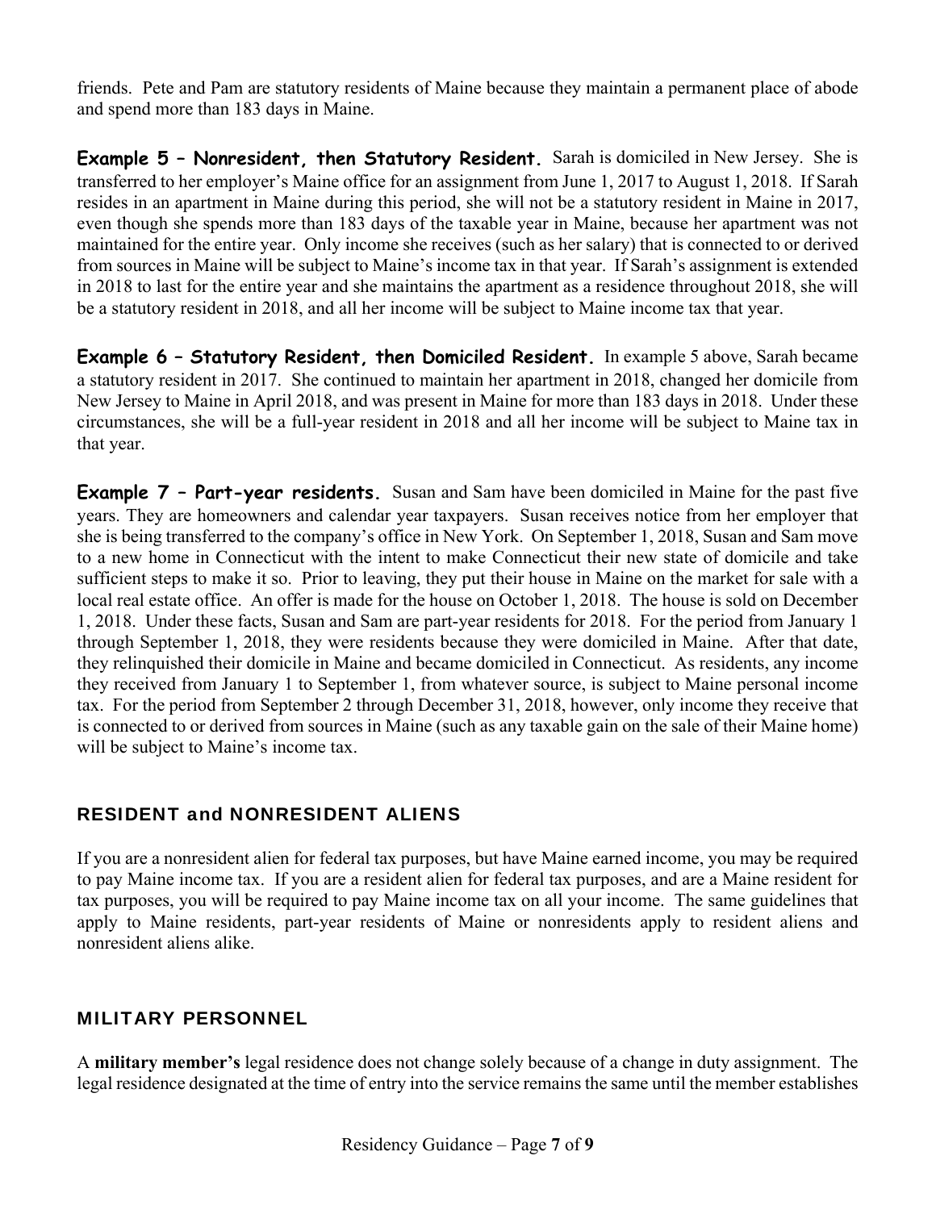friends. Pete and Pam are statutory residents of Maine because they maintain a permanent place of abode and spend more than 183 days in Maine.

**Example 5 – Nonresident, then Statutory Resident.** Sarah is domiciled in New Jersey. She is transferred to her employer's Maine office for an assignment from June 1, 2017 to August 1, 2018. If Sarah resides in an apartment in Maine during this period, she will not be a statutory resident in Maine in 2017, even though she spends more than 183 days of the taxable year in Maine, because her apartment was not maintained for the entire year. Only income she receives (such as her salary) that is connected to or derived from sources in Maine will be subject to Maine's income tax in that year. If Sarah's assignment is extended in 2018 to last for the entire year and she maintains the apartment as a residence throughout 2018, she will be a statutory resident in 2018, and all her income will be subject to Maine income tax that year.

**Example 6 – Statutory Resident, then Domiciled Resident.** In example 5 above, Sarah became a statutory resident in 2017. She continued to maintain her apartment in 2018, changed her domicile from New Jersey to Maine in April 2018, and was present in Maine for more than 183 days in 2018. Under these circumstances, she will be a full-year resident in 2018 and all her income will be subject to Maine tax in that year.

**Example 7 – Part-year residents.** Susan and Sam have been domiciled in Maine for the past five years. They are homeowners and calendar year taxpayers. Susan receives notice from her employer that she is being transferred to the company's office in New York. On September 1, 2018, Susan and Sam move to a new home in Connecticut with the intent to make Connecticut their new state of domicile and take sufficient steps to make it so. Prior to leaving, they put their house in Maine on the market for sale with a local real estate office. An offer is made for the house on October 1, 2018. The house is sold on December 1, 2018. Under these facts, Susan and Sam are part-year residents for 2018. For the period from January 1 through September 1, 2018, they were residents because they were domiciled in Maine. After that date, they relinquished their domicile in Maine and became domiciled in Connecticut. As residents, any income they received from January 1 to September 1, from whatever source, is subject to Maine personal income tax. For the period from September 2 through December 31, 2018, however, only income they receive that is connected to or derived from sources in Maine (such as any taxable gain on the sale of their Maine home) will be subject to Maine's income tax.

## RESIDENT and NONRESIDENT ALIENS

If you are a nonresident alien for federal tax purposes, but have Maine earned income, you may be required to pay Maine income tax. If you are a resident alien for federal tax purposes, and are a Maine resident for tax purposes, you will be required to pay Maine income tax on all your income. The same guidelines that apply to Maine residents, part-year residents of Maine or nonresidents apply to resident aliens and nonresident aliens alike.

## MILITARY PERSONNEL

A **military member's** legal residence does not change solely because of a change in duty assignment. The legal residence designated at the time of entry into the service remains the same until the member establishes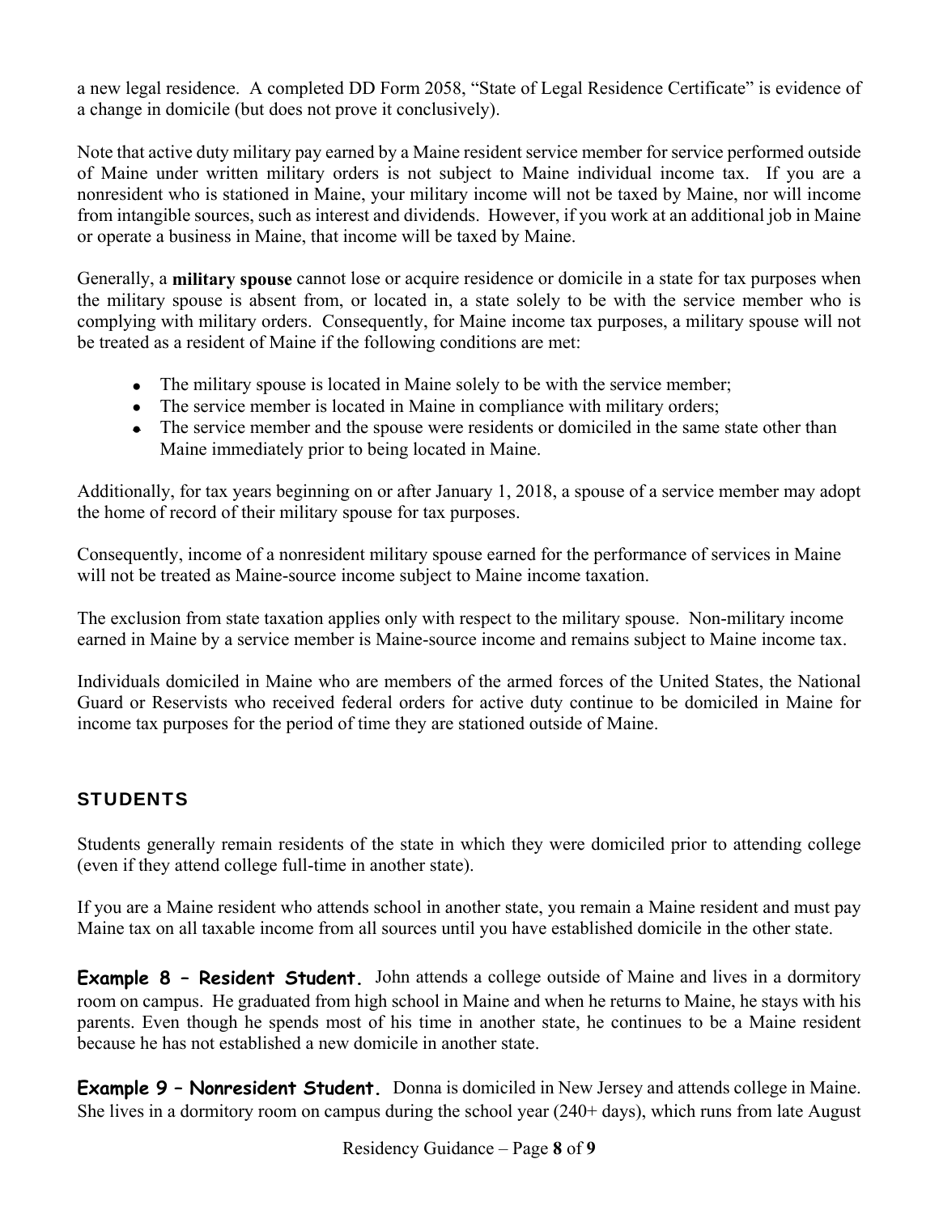a new legal residence. A completed DD Form 2058, "State of Legal Residence Certificate" is evidence of a change in domicile (but does not prove it conclusively).

Note that active duty military pay earned by a Maine resident service member for service performed outside of Maine under written military orders is not subject to Maine individual income tax. If you are a nonresident who is stationed in Maine, your military income will not be taxed by Maine, nor will income from intangible sources, such as interest and dividends. However, if you work at an additional job in Maine or operate a business in Maine, that income will be taxed by Maine.

Generally, a **military spouse** cannot lose or acquire residence or domicile in a state for tax purposes when the military spouse is absent from, or located in, a state solely to be with the service member who is complying with military orders. Consequently, for Maine income tax purposes, a military spouse will not be treated as a resident of Maine if the following conditions are met:

- The military spouse is located in Maine solely to be with the service member;
- The service member is located in Maine in compliance with military orders;
- The service member and the spouse were residents or domiciled in the same state other than Maine immediately prior to being located in Maine.

Additionally, for tax years beginning on or after January 1, 2018, a spouse of a service member may adopt the home of record of their military spouse for tax purposes.

Consequently, income of a nonresident military spouse earned for the performance of services in Maine will not be treated as Maine-source income subject to Maine income taxation.

The exclusion from state taxation applies only with respect to the military spouse. Non-military income earned in Maine by a service member is Maine-source income and remains subject to Maine income tax.

Individuals domiciled in Maine who are members of the armed forces of the United States, the National Guard or Reservists who received federal orders for active duty continue to be domiciled in Maine for income tax purposes for the period of time they are stationed outside of Maine.

## STUDENTS

Students generally remain residents of the state in which they were domiciled prior to attending college (even if they attend college full-time in another state).

If you are a Maine resident who attends school in another state, you remain a Maine resident and must pay Maine tax on all taxable income from all sources until you have established domicile in the other state.

**Example 8 – Resident Student.** John attends a college outside of Maine and lives in a dormitory room on campus. He graduated from high school in Maine and when he returns to Maine, he stays with his parents. Even though he spends most of his time in another state, he continues to be a Maine resident because he has not established a new domicile in another state.

**Example 9 – Nonresident Student.** Donna is domiciled in New Jersey and attends college in Maine. She lives in a dormitory room on campus during the school year (240+ days), which runs from late August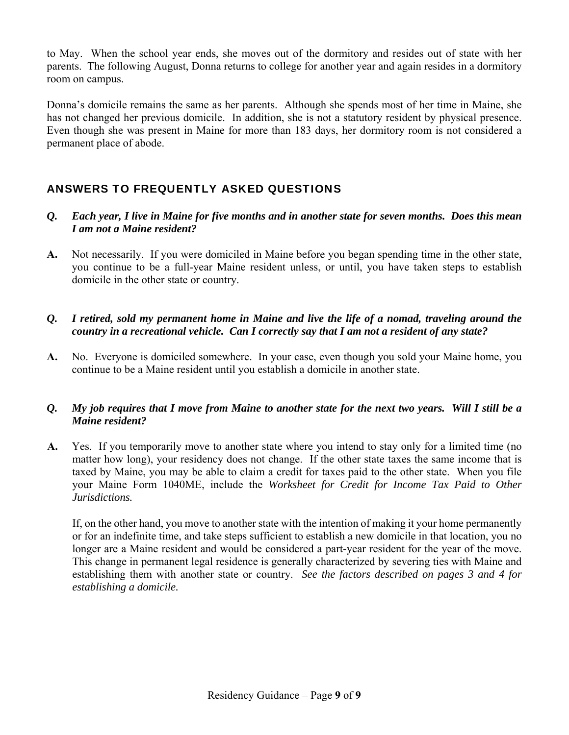to May. When the school year ends, she moves out of the dormitory and resides out of state with her parents. The following August, Donna returns to college for another year and again resides in a dormitory room on campus.

Donna's domicile remains the same as her parents. Although she spends most of her time in Maine, she has not changed her previous domicile. In addition, she is not a statutory resident by physical presence. Even though she was present in Maine for more than 183 days, her dormitory room is not considered a permanent place of abode.

## ANSWERS TO FREQUENTLY ASKED QUESTIONS

***Q. Each year, I live in Maine for five months and in another state for seven months. Does this mean I am not a Maine resident?***

**A.** Not necessarily. If you were domiciled in Maine before you began spending time in the other state, you continue to be a full-year Maine resident unless, or until, you have taken steps to establish domicile in the other state or country.

***Q. I retired, sold my permanent home in Maine and live the life of a nomad, traveling around the country in a recreational vehicle. Can I correctly say that I am not a resident of any state?***

**A.** No. Everyone is domiciled somewhere. In your case, even though you sold your Maine home, you continue to be a Maine resident until you establish a domicile in another state.

***Q. My job requires that I move from Maine to another state for the next two years. Will I still be a Maine resident?***

**A.** Yes. If you temporarily move to another state where you intend to stay only for a limited time (no matter how long), your residency does not change. If the other state taxes the same income that is taxed by Maine, you may be able to claim a credit for taxes paid to the other state. When you file your Maine Form 1040ME, include the *Worksheet for Credit for Income Tax Paid to Other Jurisdictions.*

If, on the other hand, you move to another state with the intention of making it your home permanently or for an indefinite time, and take steps sufficient to establish a new domicile in that location, you no longer are a Maine resident and would be considered a part-year resident for the year of the move. This change in permanent legal residence is generally characterized by severing ties with Maine and establishing them with another state or country. *See the factors described on pages 3 and 4 for establishing a domicile.*